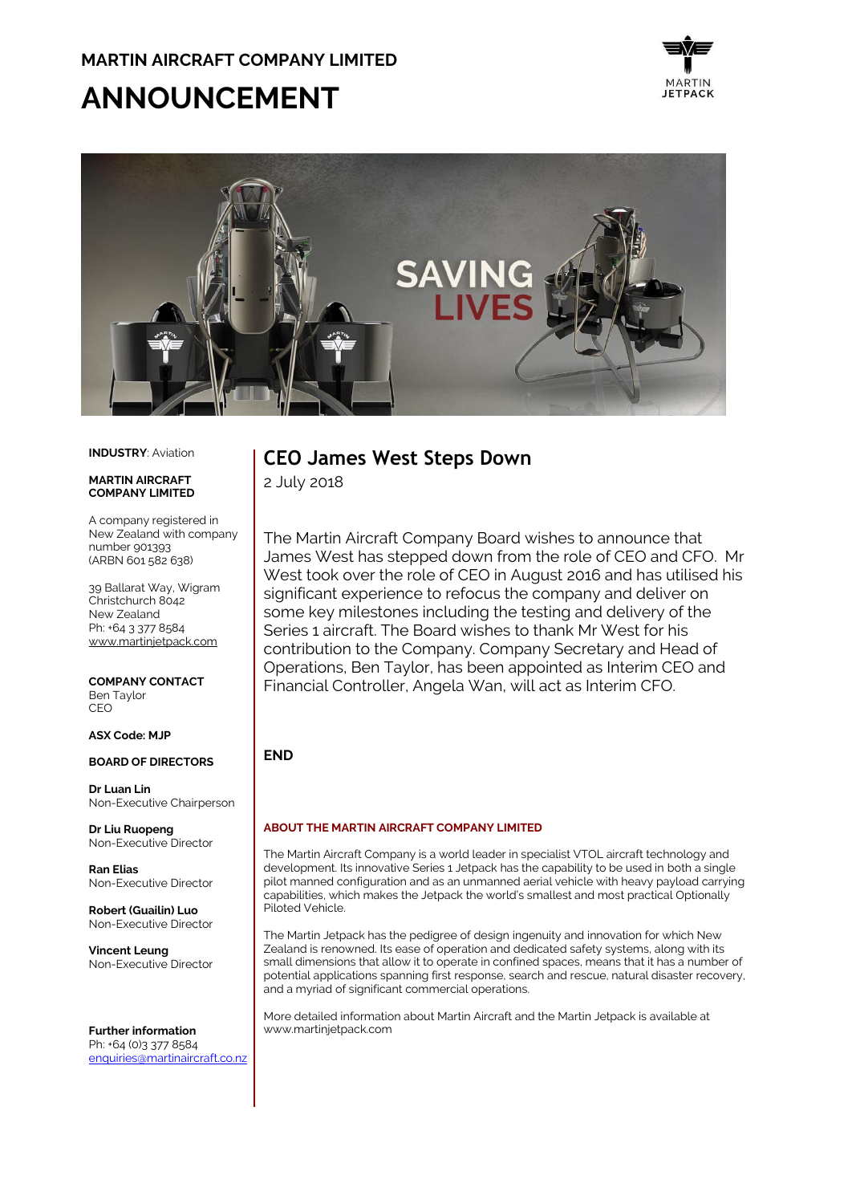**MARTIN AIRCRAFT COMPANY LIMITED**

# ANNOUNCEMENT

**INDUSTRY**: Aviation

**MARTIN AIRCRAFT COMPANY LIMITED**

A company registered in New Zealand with company number 901393 (ARBN 601 582 638)

39 Ballarat Way, Wigram
Christchurch 8042
New Zealand
Ph: +64 3 377 8584
www.martinjetpack.com

**COMPANY CONTACT**
Ben Taylor
CEO

**ASX Code: MJP**

**BOARD OF DIRECTORS**

**Dr Luan Lin**
Non-Executive Chairperson

**Dr Liu Ruopeng**
Non-Executive Director

**Ran Elias**
Non-Executive Director

**Robert (Guailin) Luo**
Non-Executive Director

**Vincent Leung**
Non-Executive Director

**Further information**
Ph: +64 (0)3 377 8584
enquiries@martinaircraft.co.nz

## CEO James West Steps Down

2 July 2018

The Martin Aircraft Company Board wishes to announce that James West has stepped down from the role of CEO and CFO. Mr West took over the role of CEO in August 2016 and has utilised his significant experience to refocus the company and deliver on some key milestones including the testing and delivery of the Series 1 aircraft. The Board wishes to thank Mr West for his contribution to the Company. Company Secretary and Head of Operations, Ben Taylor, has been appointed as Interim CEO and Financial Controller, Angela Wan, will act as Interim CFO.

**END**

### ABOUT THE MARTIN AIRCRAFT COMPANY LIMITED

The Martin Aircraft Company is a world leader in specialist VTOL aircraft technology and development. Its innovative Series 1 Jetpack has the capability to be used in both a single pilot manned configuration and as an unmanned aerial vehicle with heavy payload carrying capabilities, which makes the Jetpack the world's smallest and most practical Optionally Piloted Vehicle.

The Martin Jetpack has the pedigree of design ingenuity and innovation for which New Zealand is renowned. Its ease of operation and dedicated safety systems, along with its small dimensions that allow it to operate in confined spaces, means that it has a number of potential applications spanning first response, search and rescue, natural disaster recovery, and a myriad of significant commercial operations.

More detailed information about Martin Aircraft and the Martin Jetpack is available at www.martinjetpack.com